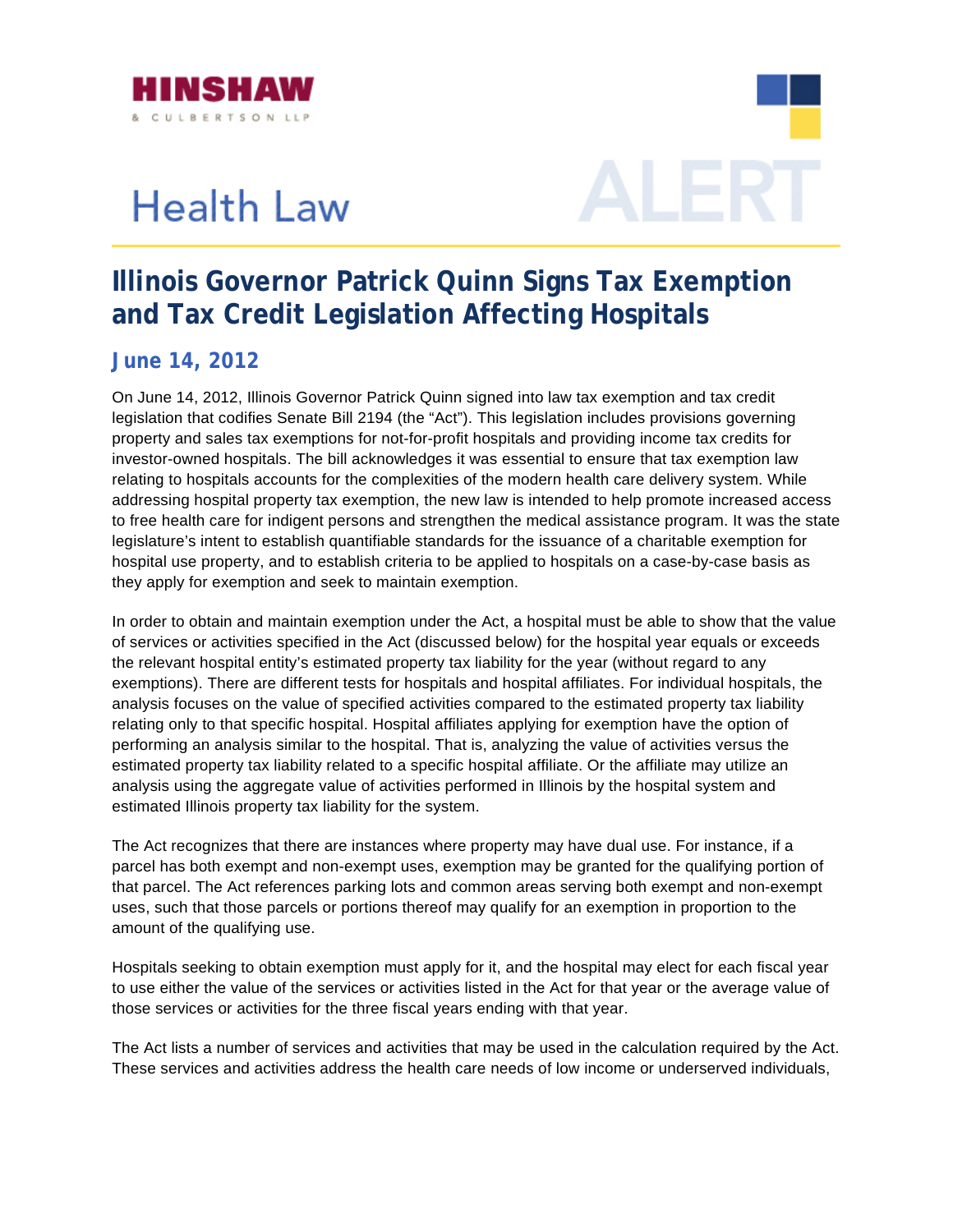HINSHAW & CULBERTSON LLP

# Health Law ALERT

## Illinois Governor Patrick Quinn Signs Tax Exemption and Tax Credit Legislation Affecting Hospitals

### June 14, 2012

On June 14, 2012, Illinois Governor Patrick Quinn signed into law tax exemption and tax credit legislation that codifies Senate Bill 2194 (the "Act"). This legislation includes provisions governing property and sales tax exemptions for not-for-profit hospitals and providing income tax credits for investor-owned hospitals. The bill acknowledges it was essential to ensure that tax exemption law relating to hospitals accounts for the complexities of the modern health care delivery system. While addressing hospital property tax exemption, the new law is intended to help promote increased access to free health care for indigent persons and strengthen the medical assistance program. It was the state legislature's intent to establish quantifiable standards for the issuance of a charitable exemption for hospital use property, and to establish criteria to be applied to hospitals on a case-by-case basis as they apply for exemption and seek to maintain exemption.

In order to obtain and maintain exemption under the Act, a hospital must be able to show that the value of services or activities specified in the Act (discussed below) for the hospital year equals or exceeds the relevant hospital entity's estimated property tax liability for the year (without regard to any exemptions). There are different tests for hospitals and hospital affiliates. For individual hospitals, the analysis focuses on the value of specified activities compared to the estimated property tax liability relating only to that specific hospital. Hospital affiliates applying for exemption have the option of performing an analysis similar to the hospital. That is, analyzing the value of activities versus the estimated property tax liability related to a specific hospital affiliate. Or the affiliate may utilize an analysis using the aggregate value of activities performed in Illinois by the hospital system and estimated Illinois property tax liability for the system.

The Act recognizes that there are instances where property may have dual use. For instance, if a parcel has both exempt and non-exempt uses, exemption may be granted for the qualifying portion of that parcel. The Act references parking lots and common areas serving both exempt and non-exempt uses, such that those parcels or portions thereof may qualify for an exemption in proportion to the amount of the qualifying use.

Hospitals seeking to obtain exemption must apply for it, and the hospital may elect for each fiscal year to use either the value of the services or activities listed in the Act for that year or the average value of those services or activities for the three fiscal years ending with that year.

The Act lists a number of services and activities that may be used in the calculation required by the Act. These services and activities address the health care needs of low income or underserved individuals,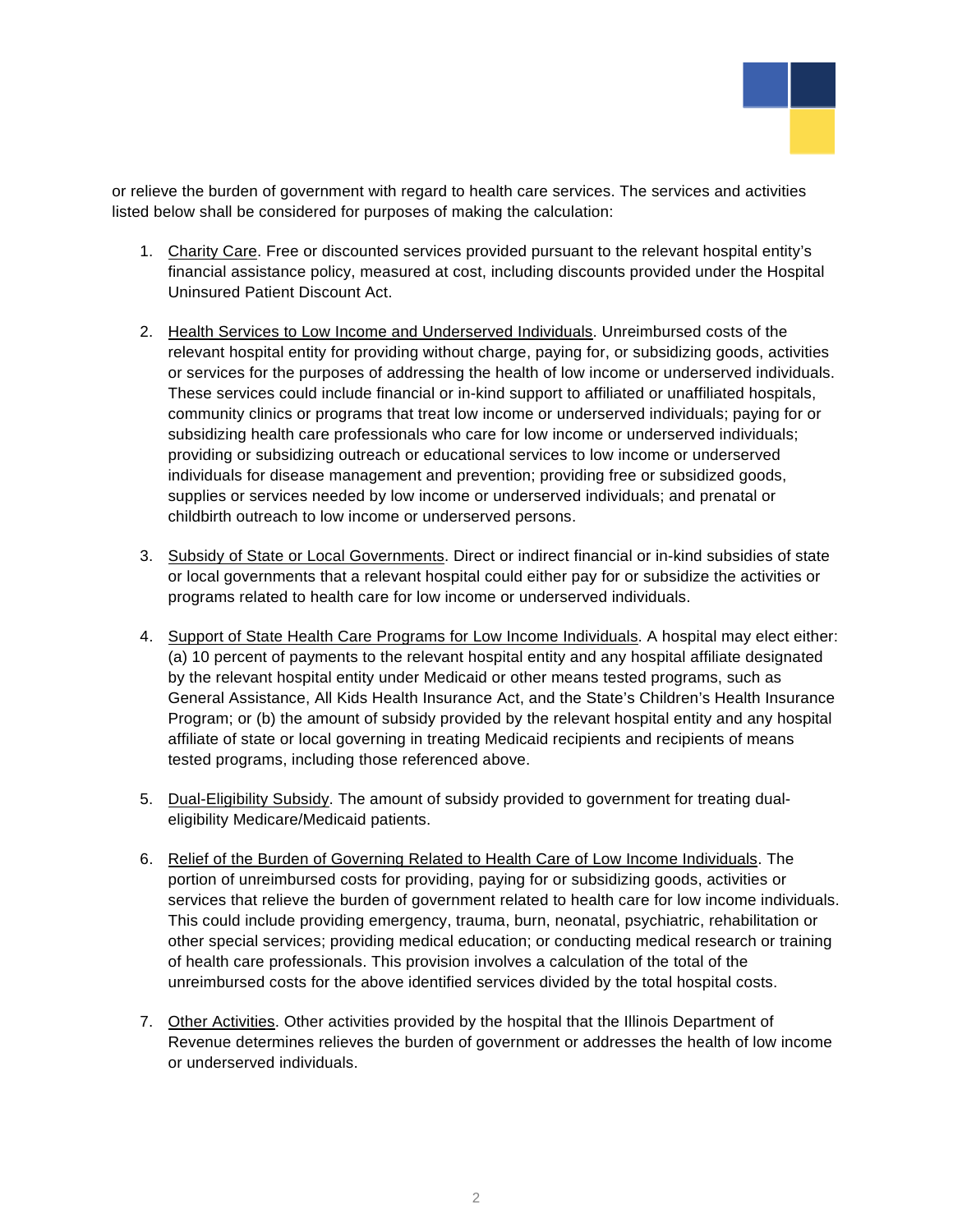or relieve the burden of government with regard to health care services. The services and activities listed below shall be considered for purposes of making the calculation:

1. Charity Care. Free or discounted services provided pursuant to the relevant hospital entity's financial assistance policy, measured at cost, including discounts provided under the Hospital Uninsured Patient Discount Act.

2. Health Services to Low Income and Underserved Individuals. Unreimbursed costs of the relevant hospital entity for providing without charge, paying for, or subsidizing goods, activities or services for the purposes of addressing the health of low income or underserved individuals. These services could include financial or in-kind support to affiliated or unaffiliated hospitals, community clinics or programs that treat low income or underserved individuals; paying for or subsidizing health care professionals who care for low income or underserved individuals; providing or subsidizing outreach or educational services to low income or underserved individuals for disease management and prevention; providing free or subsidized goods, supplies or services needed by low income or underserved individuals; and prenatal or childbirth outreach to low income or underserved persons.

3. Subsidy of State or Local Governments. Direct or indirect financial or in-kind subsidies of state or local governments that a relevant hospital could either pay for or subsidize the activities or programs related to health care for low income or underserved individuals.

4. Support of State Health Care Programs for Low Income Individuals. A hospital may elect either: (a) 10 percent of payments to the relevant hospital entity and any hospital affiliate designated by the relevant hospital entity under Medicaid or other means tested programs, such as General Assistance, All Kids Health Insurance Act, and the State's Children's Health Insurance Program; or (b) the amount of subsidy provided by the relevant hospital entity and any hospital affiliate of state or local governing in treating Medicaid recipients and recipients of means tested programs, including those referenced above.

5. Dual-Eligibility Subsidy. The amount of subsidy provided to government for treating dual-eligibility Medicare/Medicaid patients.

6. Relief of the Burden of Governing Related to Health Care of Low Income Individuals. The portion of unreimbursed costs for providing, paying for or subsidizing goods, activities or services that relieve the burden of government related to health care for low income individuals. This could include providing emergency, trauma, burn, neonatal, psychiatric, rehabilitation or other special services; providing medical education; or conducting medical research or training of health care professionals. This provision involves a calculation of the total of the unreimbursed costs for the above identified services divided by the total hospital costs.

7. Other Activities. Other activities provided by the hospital that the Illinois Department of Revenue determines relieves the burden of government or addresses the health of low income or underserved individuals.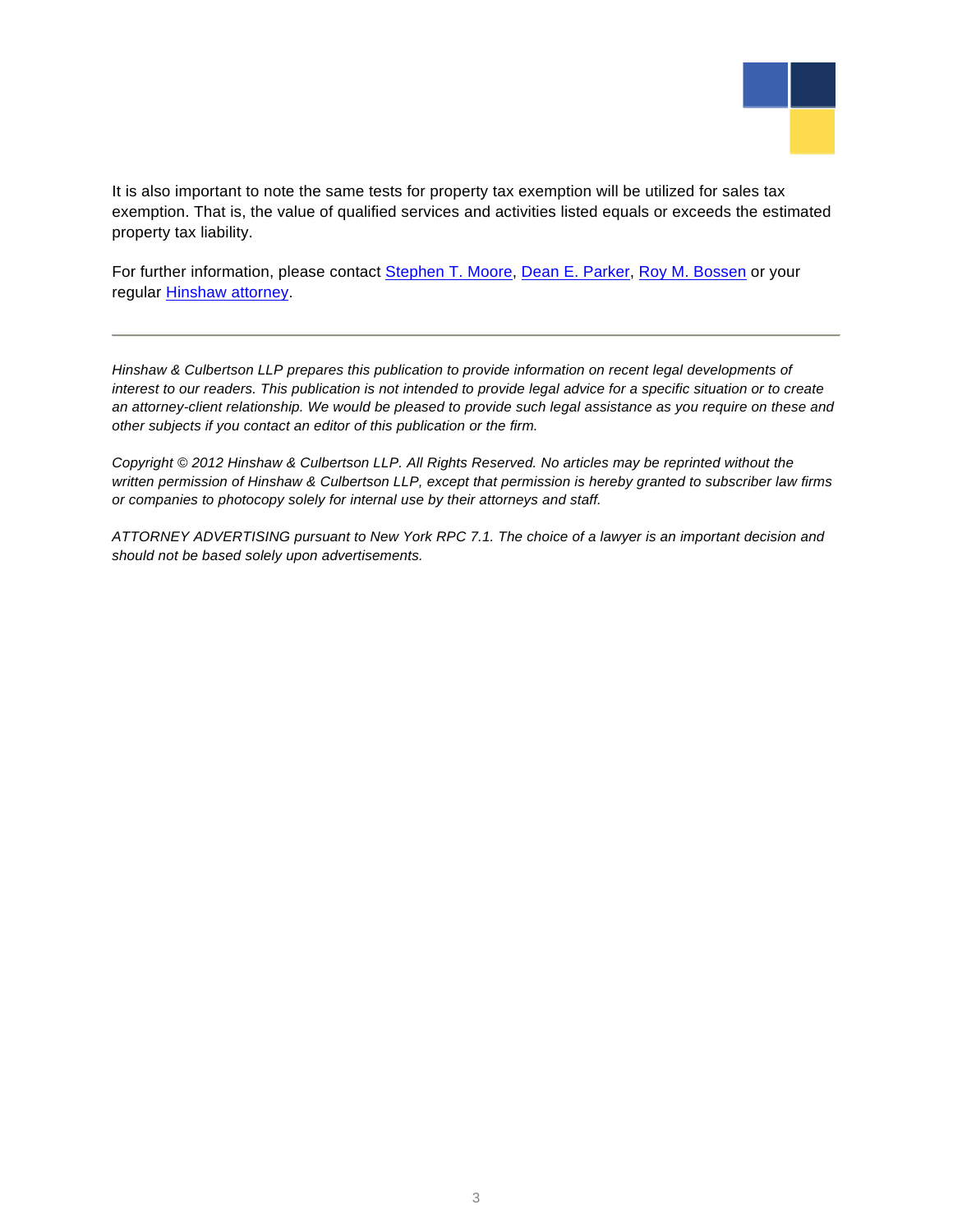It is also important to note the same tests for property tax exemption will be utilized for sales tax exemption. That is, the value of qualified services and activities listed equals or exceeds the estimated property tax liability.

For further information, please contact Stephen T. Moore, Dean E. Parker, Roy M. Bossen or your regular Hinshaw attorney.

---

*Hinshaw & Culbertson LLP prepares this publication to provide information on recent legal developments of interest to our readers. This publication is not intended to provide legal advice for a specific situation or to create an attorney-client relationship. We would be pleased to provide such legal assistance as you require on these and other subjects if you contact an editor of this publication or the firm.*

*Copyright © 2012 Hinshaw & Culbertson LLP. All Rights Reserved. No articles may be reprinted without the written permission of Hinshaw & Culbertson LLP, except that permission is hereby granted to subscriber law firms or companies to photocopy solely for internal use by their attorneys and staff.*

*ATTORNEY ADVERTISING pursuant to New York RPC 7.1. The choice of a lawyer is an important decision and should not be based solely upon advertisements.*